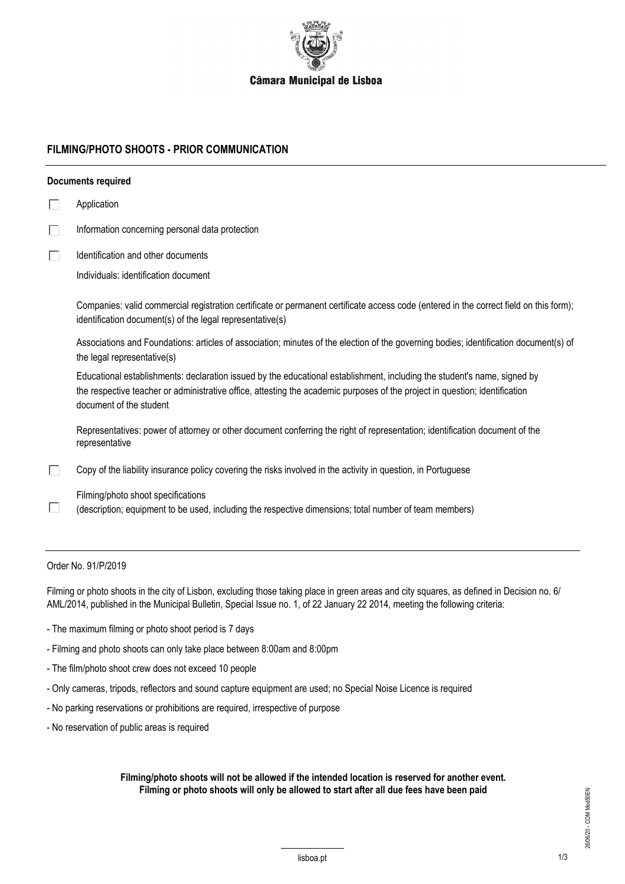Câmara Municipal de Lisboa

## FILMING/PHOTO SHOOTS - PRIOR COMMUNICATION

**Documents required**

- ☐ Application
- ☐ Information concerning personal data protection
- ☐ Identification and other documents

  Individuals: identification document

  Companies: valid commercial registration certificate or permanent certificate access code (entered in the correct field on this form); identification document(s) of the legal representative(s)

  Associations and Foundations: articles of association; minutes of the election of the governing bodies; identification document(s) of the legal representative(s)

  Educational establishments: declaration issued by the educational establishment, including the student's name, signed by the respective teacher or administrative office, attesting the academic purposes of the project in question; identification document of the student

  Representatives: power of attorney or other document conferring the right of representation; identification document of the representative

- ☐ Copy of the liability insurance policy covering the risks involved in the activity in question, in Portuguese
- ☐ Filming/photo shoot specifications
  (description; equipment to be used, including the respective dimensions; total number of team members)

---

Order No. 91/P/2019

Filming or photo shoots in the city of Lisbon, excluding those taking place in green areas and city squares, as defined in Decision no. 6/AML/2014, published in the Municipal Bulletin, Special Issue no. 1, of 22 January 22 2014, meeting the following criteria:

- The maximum filming or photo shoot period is 7 days
- Filming and photo shoots can only take place between 8:00am and 8:00pm
- The film/photo shoot crew does not exceed 10 people
- Only cameras, tripods, reflectors and sound capture equipment are used; no Special Noise Licence is required
- No parking reservations or prohibitions are required, irrespective of purpose
- No reservation of public areas is required

**Filming/photo shoots will not be allowed if the intended location is reserved for another event.**
**Filming or photo shoots will only be allowed to start after all due fees have been paid**

26/06/20 - COM Mod50EN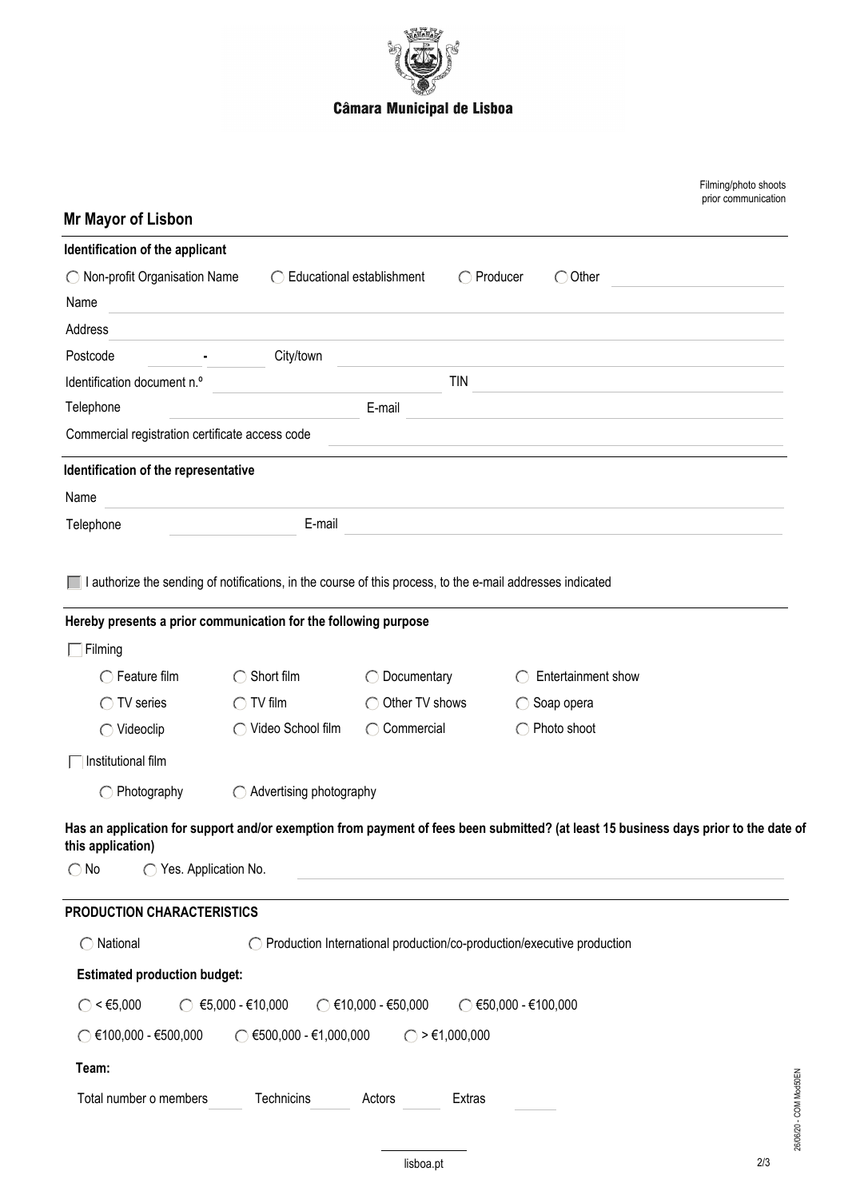Câmara Municipal de Lisboa

Filming/photo shoots prior communication

## Mr Mayor of Lisbon

### Identification of the applicant

○ Non-profit Organisation Name ○ Educational establishment ○ Producer ○ Other

Name

Address

Postcode - City/town

Identification document n.º TIN

Telephone E-mail

Commercial registration certificate access code

### Identification of the representative

Name

Telephone E-mail

☐ I authorize the sending of notifications, in the course of this process, to the e-mail addresses indicated

### Hereby presents a prior communication for the following purpose

☐ Filming

○ Feature film ○ Short film ○ Documentary ○ Entertainment show

○ TV series ○ TV film ○ Other TV shows ○ Soap opera

○ Videoclip ○ Video School film ○ Commercial ○ Photo shoot

☐ Institutional film

○ Photography ○ Advertising photography

**Has an application for support and/or exemption from payment of fees been submitted? (at least 15 business days prior to the date of this application)**

○ No ○ Yes. Application No.

### PRODUCTION CHARACTERISTICS

○ National ○ Production International production/co-production/executive production

**Estimated production budget:**

○ < €5,000 ○ €5,000 - €10,000 ○ €10,000 - €50,000 ○ €50,000 - €100,000

○ €100,000 - €500,000 ○ €500,000 - €1,000,000 ○ > €1,000,000

**Team:**

Total number o members Technicins Actors Extras

26/06/20 - COM Mod50EN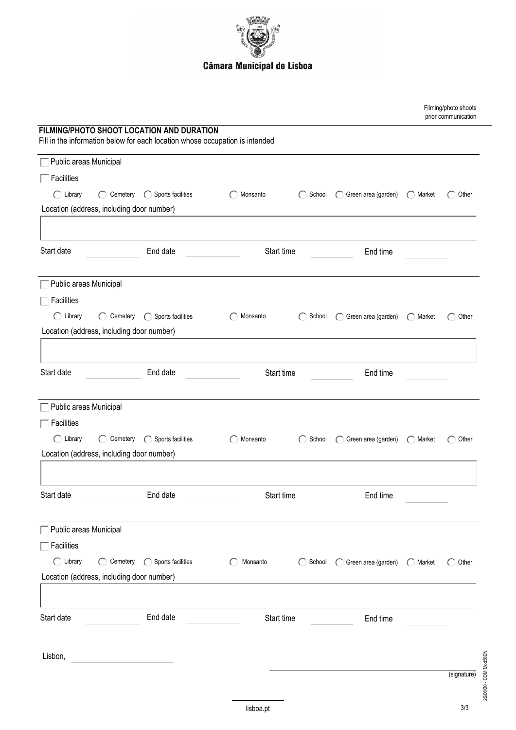**Câmara Municipal de Lisboa**

Filming/photo shoots prior communication

## FILMING/PHOTO SHOOT LOCATION AND DURATION

Fill in the information below for each location whose occupation is intended

☐ Public areas Municipal

☐ Facilities

◯ Library ◯ Cemetery ◯ Sports facilities ◯ Monsanto ◯ School ◯ Green area (garden) ◯ Market ◯ Other

Location (address, including door number)

Start date ____ End date ____ Start time ____ End time ____

☐ Public areas Municipal

☐ Facilities

◯ Library ◯ Cemetery ◯ Sports facilities ◯ Monsanto ◯ School ◯ Green area (garden) ◯ Market ◯ Other

Location (address, including door number)

Start date ____ End date ____ Start time ____ End time ____

☐ Public areas Municipal

☐ Facilities

◯ Library ◯ Cemetery ◯ Sports facilities ◯ Monsanto ◯ School ◯ Green area (garden) ◯ Market ◯ Other

Location (address, including door number)

Start date ____ End date ____ Start time ____ End time ____

☐ Public areas Municipal

☐ Facilities

◯ Library ◯ Cemetery ◯ Sports facilities ◯ Monsanto ◯ School ◯ Green area (garden) ◯ Market ◯ Other

Location (address, including door number)

Start date ____ End date ____ Start time ____ End time ____

Lisbon, ____

(signature)

26/06/20 - COM Mod50EN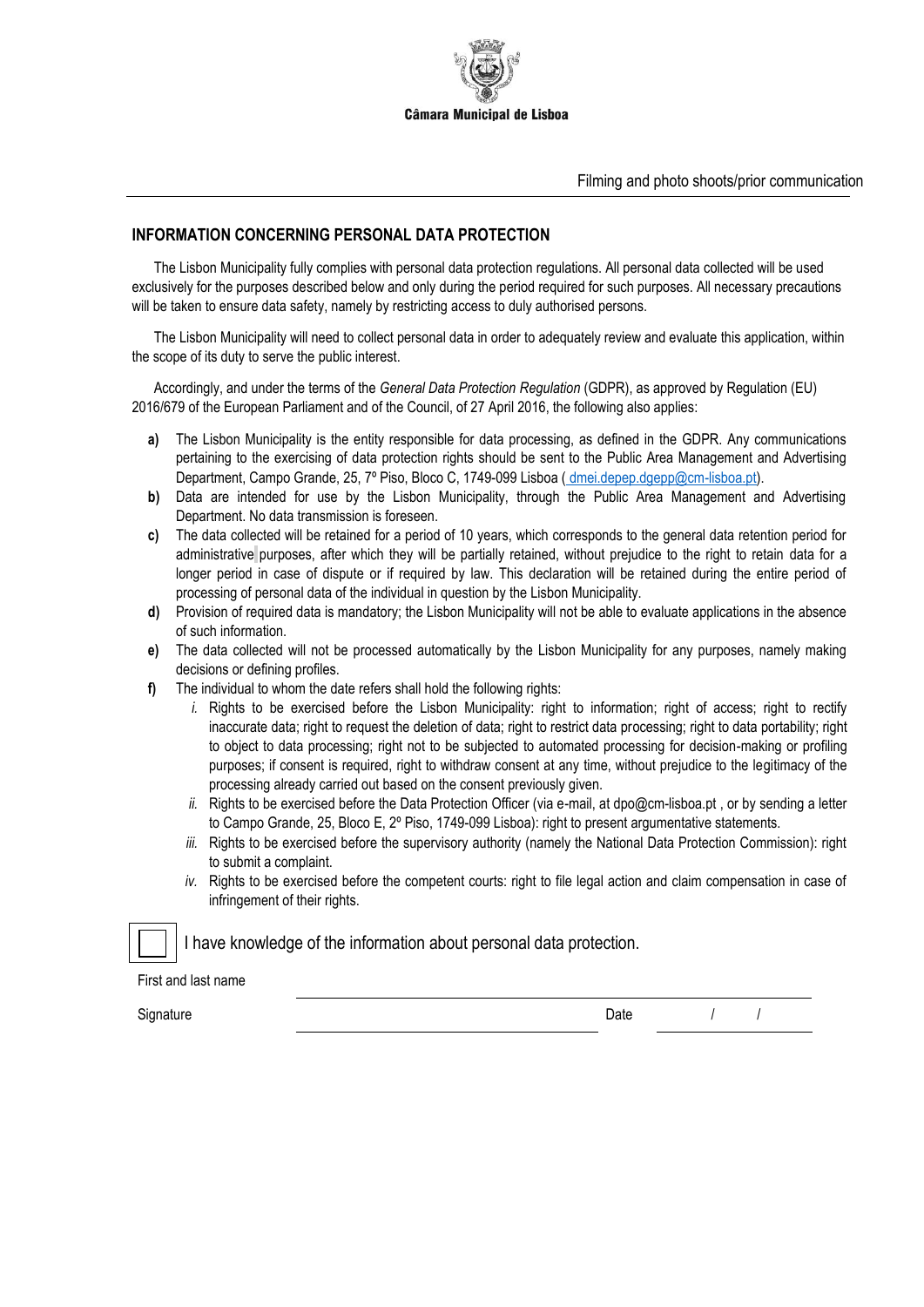Câmara Municipal de Lisboa

Filming and photo shoots/prior communication

## INFORMATION CONCERNING PERSONAL DATA PROTECTION

The Lisbon Municipality fully complies with personal data protection regulations. All personal data collected will be used exclusively for the purposes described below and only during the period required for such purposes. All necessary precautions will be taken to ensure data safety, namely by restricting access to duly authorised persons.

The Lisbon Municipality will need to collect personal data in order to adequately review and evaluate this application, within the scope of its duty to serve the public interest.

Accordingly, and under the terms of the *General Data Protection Regulation* (GDPR), as approved by Regulation (EU) 2016/679 of the European Parliament and of the Council, of 27 April 2016, the following also applies:

**a)** The Lisbon Municipality is the entity responsible for data processing, as defined in the GDPR. Any communications pertaining to the exercising of data protection rights should be sent to the Public Area Management and Advertising Department, Campo Grande, 25, 7º Piso, Bloco C, 1749-099 Lisboa ( dmei.depep.dgepp@cm-lisboa.pt).

**b)** Data are intended for use by the Lisbon Municipality, through the Public Area Management and Advertising Department. No data transmission is foreseen.

**c)** The data collected will be retained for a period of 10 years, which corresponds to the general data retention period for administrative purposes, after which they will be partially retained, without prejudice to the right to retain data for a longer period in case of dispute or if required by law. This declaration will be retained during the entire period of processing of personal data of the individual in question by the Lisbon Municipality.

**d)** Provision of required data is mandatory; the Lisbon Municipality will not be able to evaluate applications in the absence of such information.

**e)** The data collected will not be processed automatically by the Lisbon Municipality for any purposes, namely making decisions or defining profiles.

**f)** The individual to whom the date refers shall hold the following rights:

*i.* Rights to be exercised before the Lisbon Municipality: right to information; right of access; right to rectify inaccurate data; right to request the deletion of data; right to restrict data processing; right to data portability; right to object to data processing; right not to be subjected to automated processing for decision-making or profiling purposes; if consent is required, right to withdraw consent at any time, without prejudice to the legitimacy of the processing already carried out based on the consent previously given.

*ii.* Rights to be exercised before the Data Protection Officer (via e-mail, at dpo@cm-lisboa.pt , or by sending a letter to Campo Grande, 25, Bloco E, 2º Piso, 1749-099 Lisboa): right to present argumentative statements.

*iii.* Rights to be exercised before the supervisory authority (namely the National Data Protection Commission): right to submit a complaint.

*iv.* Rights to be exercised before the competent courts: right to file legal action and claim compensation in case of infringement of their rights.

☐ I have knowledge of the information about personal data protection.

First and last name \_\_\_\_\_\_\_\_\_\_\_\_\_\_\_\_\_\_\_\_\_\_\_\_\_\_\_\_\_\_\_\_\_\_\_\_\_\_\_\_\_\_

Signature \_\_\_\_\_\_\_\_\_\_\_\_\_\_\_\_\_\_\_\_\_\_\_\_\_\_\_\_\_\_ Date \_\_\_\_ / \_\_\_\_ / \_\_\_\_